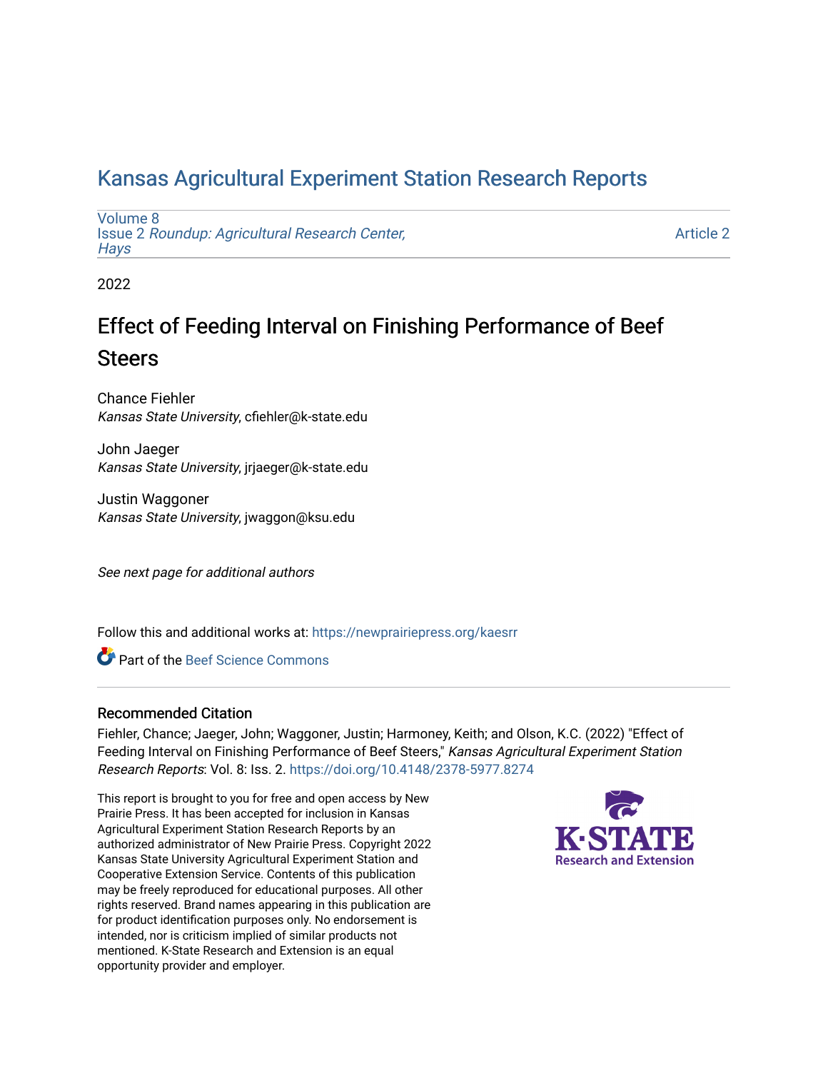# Kansas Agricultural Experiment Station Research Reports

Volume 8
Issue 2 *Roundup: Agricultural Research Center, Hays*

Article 2

2022

## Effect of Feeding Interval on Finishing Performance of Beef Steers

Chance Fiehler
*Kansas State University*, cfiehler@k-state.edu

John Jaeger
*Kansas State University*, jrjaeger@k-state.edu

Justin Waggoner
*Kansas State University*, jwaggon@ksu.edu

*See next page for additional authors*

Follow this and additional works at: https://newprairiepress.org/kaesrr

Part of the Beef Science Commons

### Recommended Citation

Fiehler, Chance; Jaeger, John; Waggoner, Justin; Harmoney, Keith; and Olson, K.C. (2022) "Effect of Feeding Interval on Finishing Performance of Beef Steers," *Kansas Agricultural Experiment Station Research Reports*: Vol. 8: Iss. 2. https://doi.org/10.4148/2378-5977.8274

This report is brought to you for free and open access by New Prairie Press. It has been accepted for inclusion in Kansas Agricultural Experiment Station Research Reports by an authorized administrator of New Prairie Press. Copyright 2022 Kansas State University Agricultural Experiment Station and Cooperative Extension Service. Contents of this publication may be freely reproduced for educational purposes. All other rights reserved. Brand names appearing in this publication are for product identification purposes only. No endorsement is intended, nor is criticism implied of similar products not mentioned. K-State Research and Extension is an equal opportunity provider and employer.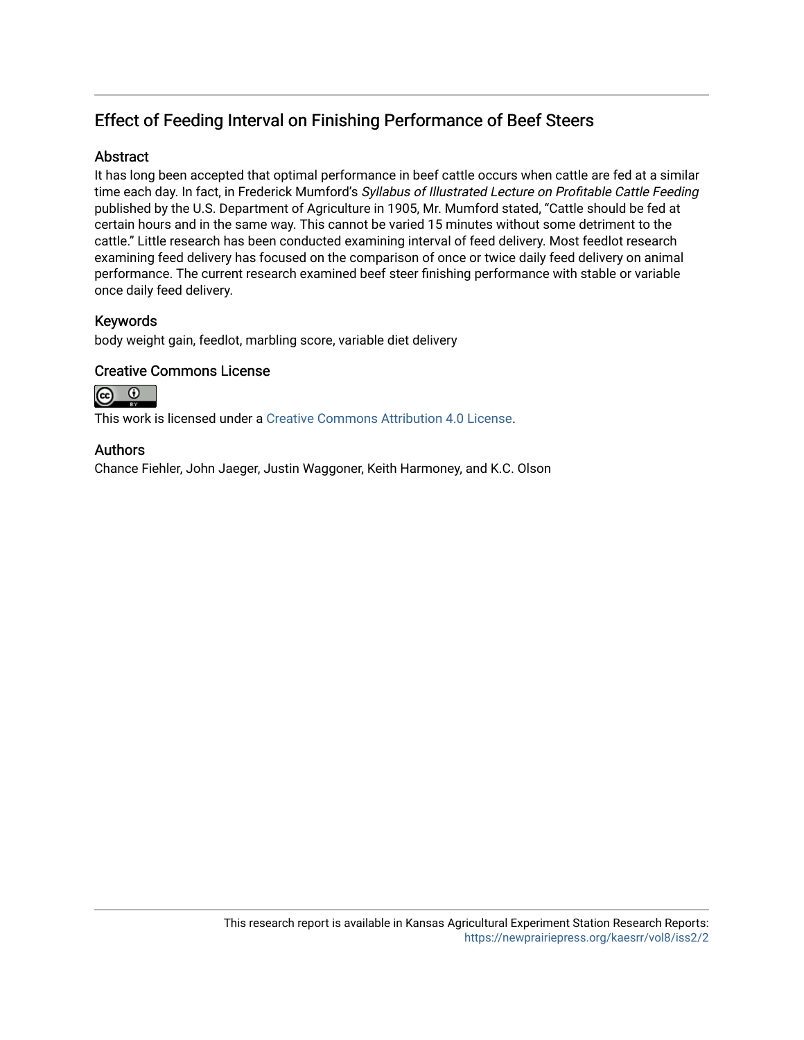# Effect of Feeding Interval on Finishing Performance of Beef Steers

## Abstract

It has long been accepted that optimal performance in beef cattle occurs when cattle are fed at a similar time each day. In fact, in Frederick Mumford's *Syllabus of Illustrated Lecture on Profitable Cattle Feeding* published by the U.S. Department of Agriculture in 1905, Mr. Mumford stated, "Cattle should be fed at certain hours and in the same way. This cannot be varied 15 minutes without some detriment to the cattle." Little research has been conducted examining interval of feed delivery. Most feedlot research examining feed delivery has focused on the comparison of once or twice daily feed delivery on animal performance. The current research examined beef steer finishing performance with stable or variable once daily feed delivery.

## Keywords

body weight gain, feedlot, marbling score, variable diet delivery

## Creative Commons License

This work is licensed under a Creative Commons Attribution 4.0 License.

## Authors

Chance Fiehler, John Jaeger, Justin Waggoner, Keith Harmoney, and K.C. Olson

This research report is available in Kansas Agricultural Experiment Station Research Reports: https://newprairiepress.org/kaesrr/vol8/iss2/2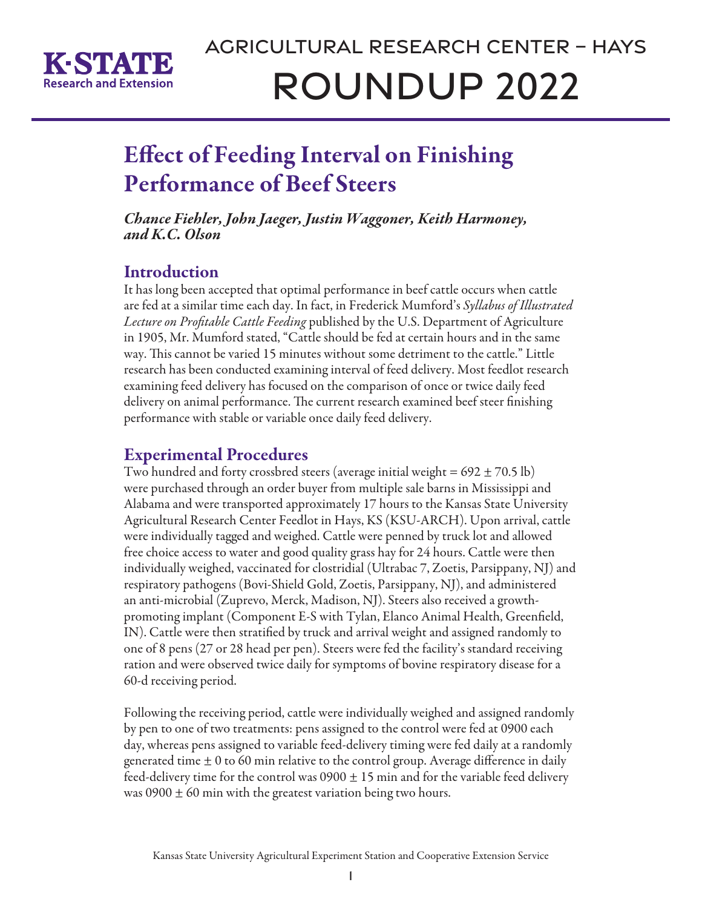# Effect of Feeding Interval on Finishing Performance of Beef Steers

*Chance Fiehler, John Jaeger, Justin Waggoner, Keith Harmoney, and K.C. Olson*

## Introduction

It has long been accepted that optimal performance in beef cattle occurs when cattle are fed at a similar time each day. In fact, in Frederick Mumford's *Syllabus of Illustrated Lecture on Profitable Cattle Feeding* published by the U.S. Department of Agriculture in 1905, Mr. Mumford stated, "Cattle should be fed at certain hours and in the same way. This cannot be varied 15 minutes without some detriment to the cattle." Little research has been conducted examining interval of feed delivery. Most feedlot research examining feed delivery has focused on the comparison of once or twice daily feed delivery on animal performance. The current research examined beef steer finishing performance with stable or variable once daily feed delivery.

## Experimental Procedures

Two hundred and forty crossbred steers (average initial weight = 692 ± 70.5 lb) were purchased through an order buyer from multiple sale barns in Mississippi and Alabama and were transported approximately 17 hours to the Kansas State University Agricultural Research Center Feedlot in Hays, KS (KSU-ARCH). Upon arrival, cattle were individually tagged and weighed. Cattle were penned by truck lot and allowed free choice access to water and good quality grass hay for 24 hours. Cattle were then individually weighed, vaccinated for clostridial (Ultrabac 7, Zoetis, Parsippany, NJ) and respiratory pathogens (Bovi-Shield Gold, Zoetis, Parsippany, NJ), and administered an anti-microbial (Zuprevo, Merck, Madison, NJ). Steers also received a growth-promoting implant (Component E-S with Tylan, Elanco Animal Health, Greenfield, IN). Cattle were then stratified by truck and arrival weight and assigned randomly to one of 8 pens (27 or 28 head per pen). Steers were fed the facility's standard receiving ration and were observed twice daily for symptoms of bovine respiratory disease for a 60-d receiving period.

Following the receiving period, cattle were individually weighed and assigned randomly by pen to one of two treatments: pens assigned to the control were fed at 0900 each day, whereas pens assigned to variable feed-delivery timing were fed daily at a randomly generated time ± 0 to 60 min relative to the control group. Average difference in daily feed-delivery time for the control was 0900 ± 15 min and for the variable feed delivery was 0900 ± 60 min with the greatest variation being two hours.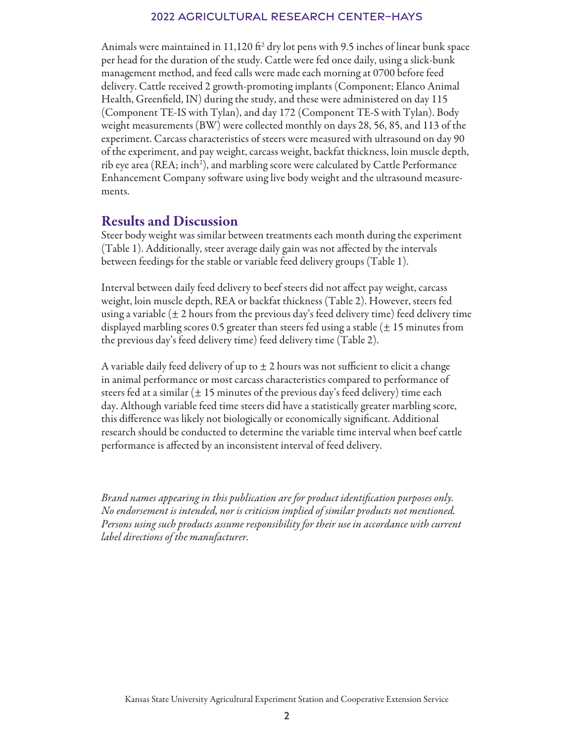Animals were maintained in 11,120 ft$^2$ dry lot pens with 9.5 inches of linear bunk space per head for the duration of the study. Cattle were fed once daily, using a slick-bunk management method, and feed calls were made each morning at 0700 before feed delivery. Cattle received 2 growth-promoting implants (Component; Elanco Animal Health, Greenfield, IN) during the study, and these were administered on day 115 (Component TE-IS with Tylan), and day 172 (Component TE-S with Tylan). Body weight measurements (BW) were collected monthly on days 28, 56, 85, and 113 of the experiment. Carcass characteristics of steers were measured with ultrasound on day 90 of the experiment, and pay weight, carcass weight, backfat thickness, loin muscle depth, rib eye area (REA; inch$^2$), and marbling score were calculated by Cattle Performance Enhancement Company software using live body weight and the ultrasound measurements.

## Results and Discussion

Steer body weight was similar between treatments each month during the experiment (Table 1). Additionally, steer average daily gain was not affected by the intervals between feedings for the stable or variable feed delivery groups (Table 1).

Interval between daily feed delivery to beef steers did not affect pay weight, carcass weight, loin muscle depth, REA or backfat thickness (Table 2). However, steers fed using a variable (± 2 hours from the previous day's feed delivery time) feed delivery time displayed marbling scores 0.5 greater than steers fed using a stable (± 15 minutes from the previous day's feed delivery time) feed delivery time (Table 2).

A variable daily feed delivery of up to ± 2 hours was not sufficient to elicit a change in animal performance or most carcass characteristics compared to performance of steers fed at a similar (± 15 minutes of the previous day's feed delivery) time each day. Although variable feed time steers did have a statistically greater marbling score, this difference was likely not biologically or economically significant. Additional research should be conducted to determine the variable time interval when beef cattle performance is affected by an inconsistent interval of feed delivery.

*Brand names appearing in this publication are for product identification purposes only. No endorsement is intended, nor is criticism implied of similar products not mentioned. Persons using such products assume responsibility for their use in accordance with current label directions of the manufacturer.*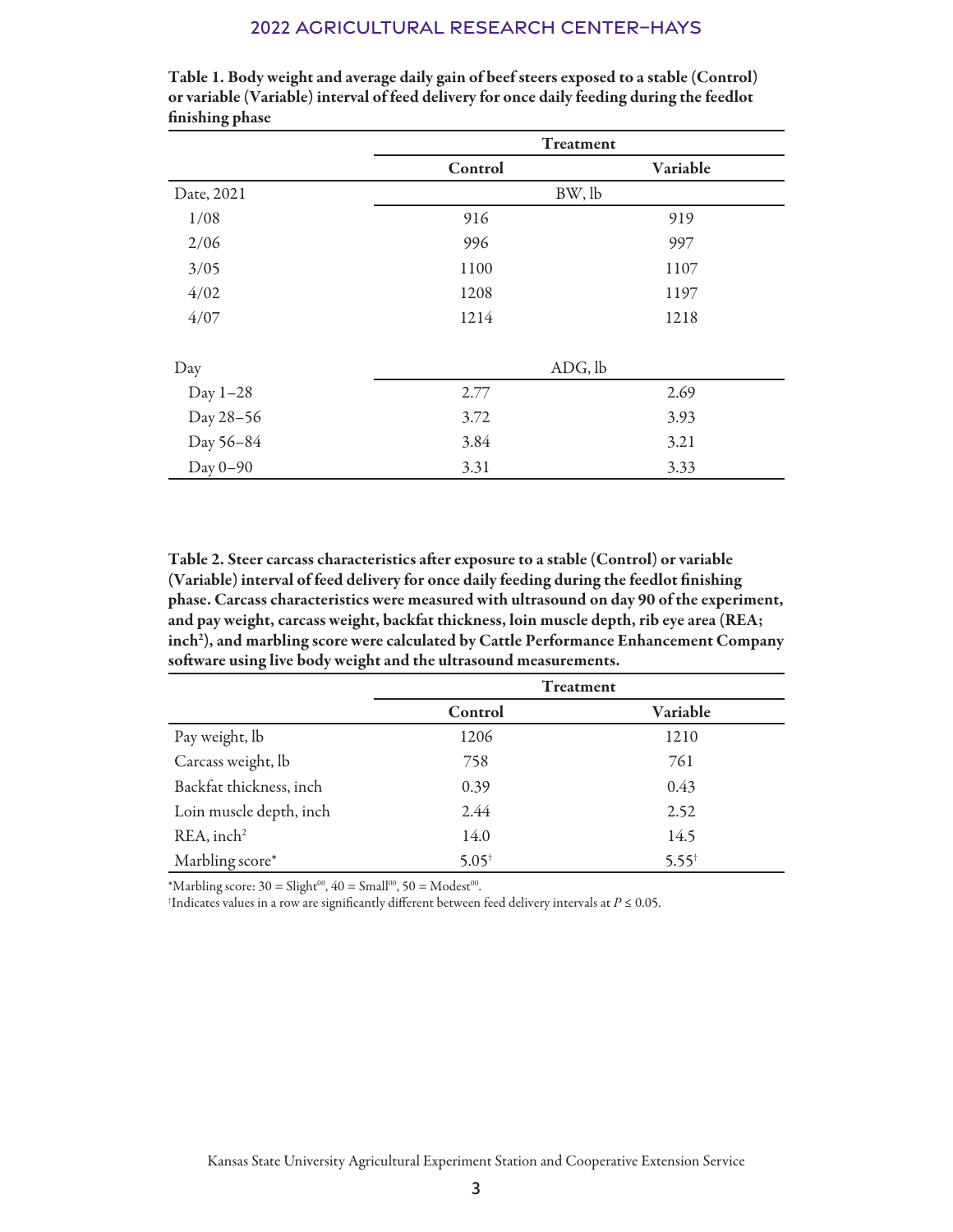**Table 1. Body weight and average daily gain of beef steers exposed to a stable (Control) or variable (Variable) interval of feed delivery for once daily feeding during the feedlot finishing phase**

| | Treatment | |
|---|---|---|
| | Control | Variable |
| Date, 2021 | BW, lb | |
| 1/08 | 916 | 919 |
| 2/06 | 996 | 997 |
| 3/05 | 1100 | 1107 |
| 4/02 | 1208 | 1197 |
| 4/07 | 1214 | 1218 |
| Day | ADG, lb | |
| Day 1–28 | 2.77 | 2.69 |
| Day 28–56 | 3.72 | 3.93 |
| Day 56–84 | 3.84 | 3.21 |
| Day 0–90 | 3.31 | 3.33 |

**Table 2. Steer carcass characteristics after exposure to a stable (Control) or variable (Variable) interval of feed delivery for once daily feeding during the feedlot finishing phase. Carcass characteristics were measured with ultrasound on day 90 of the experiment, and pay weight, carcass weight, backfat thickness, loin muscle depth, rib eye area (REA; inch²), and marbling score were calculated by Cattle Performance Enhancement Company software using live body weight and the ultrasound measurements.**

| | Treatment | |
|---|---|---|
| | Control | Variable |
| Pay weight, lb | 1206 | 1210 |
| Carcass weight, lb | 758 | 761 |
| Backfat thickness, inch | 0.39 | 0.43 |
| Loin muscle depth, inch | 2.44 | 2.52 |
| REA, inch² | 14.0 | 14.5 |
| Marbling score* | 5.05† | 5.55† |

*Marbling score: 30 = Slight⁰⁰, 40 = Small⁰⁰, 50 = Modest⁰⁰.

†Indicates values in a row are significantly different between feed delivery intervals at $P \leq 0.05$.